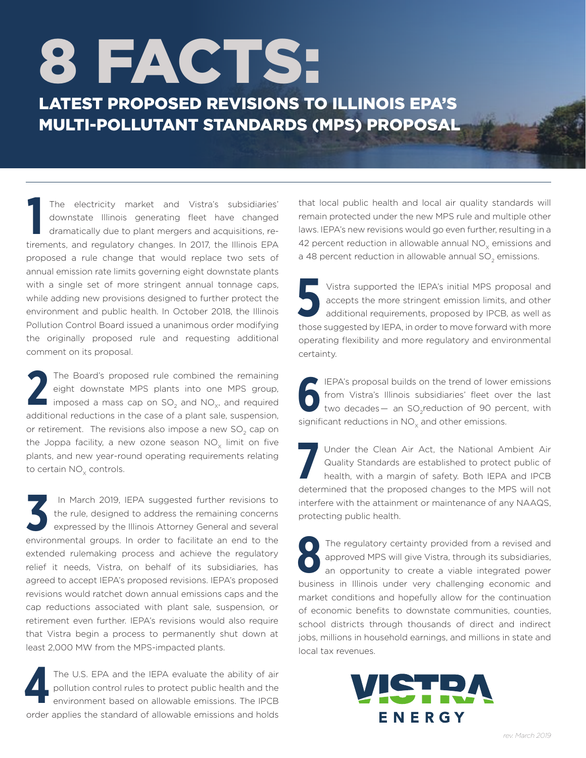# 8 FACTS:

## LATEST PROPOSED REVISIONS TO ILLINOIS EPA'S MULTI-POLLUTANT STANDARDS (MPS) PROPOSAL

**1** The electricity market and Vistra's subsidiaries' downstate Illinois generating fleet have changed dramatically due to plant mergers and acquisitions, retirements, and regulatory changes. In 2017, the Illinois EPA proposed a rule change that would replace two sets of annual emission rate limits governing eight downstate plants with a single set of more stringent annual tonnage caps, while adding new provisions designed to further protect the environment and public health. In October 2018, the Illinois Pollution Control Board issued a unanimous order modifying the originally proposed rule and requesting additional comment on its proposal.

**2** The Board's proposed rule combined the remaining eight downstate MPS plants into one MPS group, imposed a mass cap on $SO_2$ and $NO_x$, and required additional reductions in the case of a plant sale, suspension, or retirement. The revisions also impose a new $SO_2$ cap on the Joppa facility, a new ozone season $NO_x$ limit on five plants, and new year-round operating requirements relating to certain $NO_x$ controls.

**3** In March 2019, IEPA suggested further revisions to the rule, designed to address the remaining concerns expressed by the Illinois Attorney General and several environmental groups. In order to facilitate an end to the extended rulemaking process and achieve the regulatory relief it needs, Vistra, on behalf of its subsidiaries, has agreed to accept IEPA's proposed revisions. IEPA's proposed revisions would ratchet down annual emissions caps and the cap reductions associated with plant sale, suspension, or retirement even further. IEPA's revisions would also require that Vistra begin a process to permanently shut down at least 2,000 MW from the MPS-impacted plants.

**4** The U.S. EPA and the IEPA evaluate the ability of air pollution control rules to protect public health and the environment based on allowable emissions. The IPCB order applies the standard of allowable emissions and holds that local public health and local air quality standards will remain protected under the new MPS rule and multiple other laws. IEPA's new revisions would go even further, resulting in a 42 percent reduction in allowable annual $NO_x$ emissions and a 48 percent reduction in allowable annual $SO_2$ emissions.

**5** Vistra supported the IEPA's initial MPS proposal and accepts the more stringent emission limits, and other additional requirements, proposed by IPCB, as well as those suggested by IEPA, in order to move forward with more operating flexibility and more regulatory and environmental certainty.

**6** IEPA's proposal builds on the trend of lower emissions from Vistra's Illinois subsidiaries' fleet over the last two decades— an $SO_2$ reduction of 90 percent, with significant reductions in $NO_x$ and other emissions.

**7** Under the Clean Air Act, the National Ambient Air Quality Standards are established to protect public of health, with a margin of safety. Both IEPA and IPCB determined that the proposed changes to the MPS will not interfere with the attainment or maintenance of any NAAQS, protecting public health.

**8** The regulatory certainty provided from a revised and approved MPS will give Vistra, through its subsidiaries, an opportunity to create a viable integrated power business in Illinois under very challenging economic and market conditions and hopefully allow for the continuation of economic benefits to downstate communities, counties, school districts through thousands of direct and indirect jobs, millions in household earnings, and millions in state and local tax revenues.

VISTRA ENERGY

*rev. March 2019*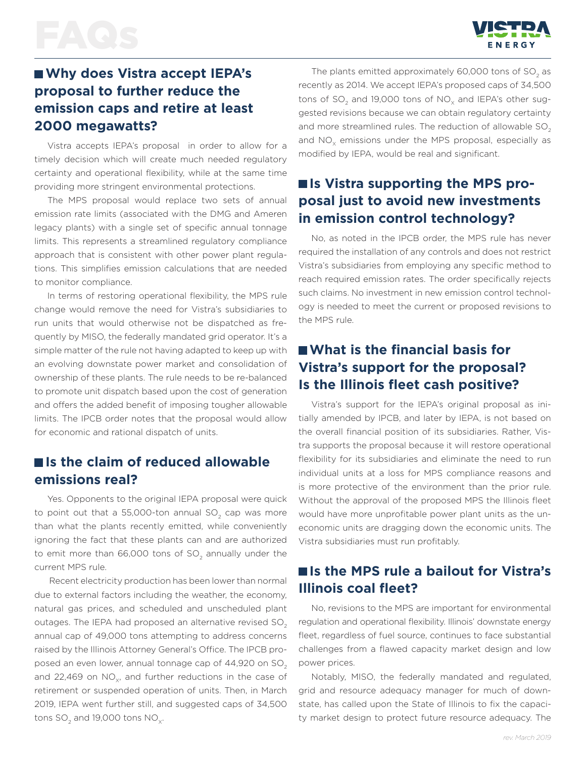## Why does Vistra accept IEPA's proposal to further reduce the emission caps and retire at least 2000 megawatts?

Vistra accepts IEPA's proposal in order to allow for a timely decision which will create much needed regulatory certainty and operational flexibility, while at the same time providing more stringent environmental protections.

The MPS proposal would replace two sets of annual emission rate limits (associated with the DMG and Ameren legacy plants) with a single set of specific annual tonnage limits. This represents a streamlined regulatory compliance approach that is consistent with other power plant regulations. This simplifies emission calculations that are needed to monitor compliance.

In terms of restoring operational flexibility, the MPS rule change would remove the need for Vistra's subsidiaries to run units that would otherwise not be dispatched as frequently by MISO, the federally mandated grid operator. It's a simple matter of the rule not having adapted to keep up with an evolving downstate power market and consolidation of ownership of these plants. The rule needs to be re-balanced to promote unit dispatch based upon the cost of generation and offers the added benefit of imposing tougher allowable limits. The IPCB order notes that the proposal would allow for economic and rational dispatch of units.

## Is the claim of reduced allowable emissions real?

Yes. Opponents to the original IEPA proposal were quick to point out that a 55,000-ton annual $SO_2$ cap was more than what the plants recently emitted, while conveniently ignoring the fact that these plants can and are authorized to emit more than 66,000 tons of $SO_2$ annually under the current MPS rule.

Recent electricity production has been lower than normal due to external factors including the weather, the economy, natural gas prices, and scheduled and unscheduled plant outages. The IEPA had proposed an alternative revised $SO_2$ annual cap of 49,000 tons attempting to address concerns raised by the Illinois Attorney General's Office. The IPCB proposed an even lower, annual tonnage cap of 44,920 on $SO_2$ and 22,469 on $NO_x$, and further reductions in the case of retirement or suspended operation of units. Then, in March 2019, IEPA went further still, and suggested caps of 34,500 tons $SO_2$ and 19,000 tons $NO_x$.

The plants emitted approximately 60,000 tons of $SO_2$ as recently as 2014. We accept IEPA's proposed caps of 34,500 tons of $SO_2$ and 19,000 tons of $NO_x$ and IEPA's other suggested revisions because we can obtain regulatory certainty and more streamlined rules. The reduction of allowable $SO_2$ and $NO_x$ emissions under the MPS proposal, especially as modified by IEPA, would be real and significant.

## Is Vistra supporting the MPS proposal just to avoid new investments in emission control technology?

No, as noted in the IPCB order, the MPS rule has never required the installation of any controls and does not restrict Vistra's subsidiaries from employing any specific method to reach required emission rates. The order specifically rejects such claims. No investment in new emission control technology is needed to meet the current or proposed revisions to the MPS rule.

## What is the financial basis for Vistra's support for the proposal? Is the Illinois fleet cash positive?

Vistra's support for the IEPA's original proposal as initially amended by IPCB, and later by IEPA, is not based on the overall financial position of its subsidiaries. Rather, Vistra supports the proposal because it will restore operational flexibility for its subsidiaries and eliminate the need to run individual units at a loss for MPS compliance reasons and is more protective of the environment than the prior rule. Without the approval of the proposed MPS the Illinois fleet would have more unprofitable power plant units as the uneconomic units are dragging down the economic units. The Vistra subsidiaries must run profitably.

## Is the MPS rule a bailout for Vistra's Illinois coal fleet?

No, revisions to the MPS are important for environmental regulation and operational flexibility. Illinois' downstate energy fleet, regardless of fuel source, continues to face substantial challenges from a flawed capacity market design and low power prices.

Notably, MISO, the federally mandated and regulated, grid and resource adequacy manager for much of downstate, has called upon the State of Illinois to fix the capacity market design to protect future resource adequacy. The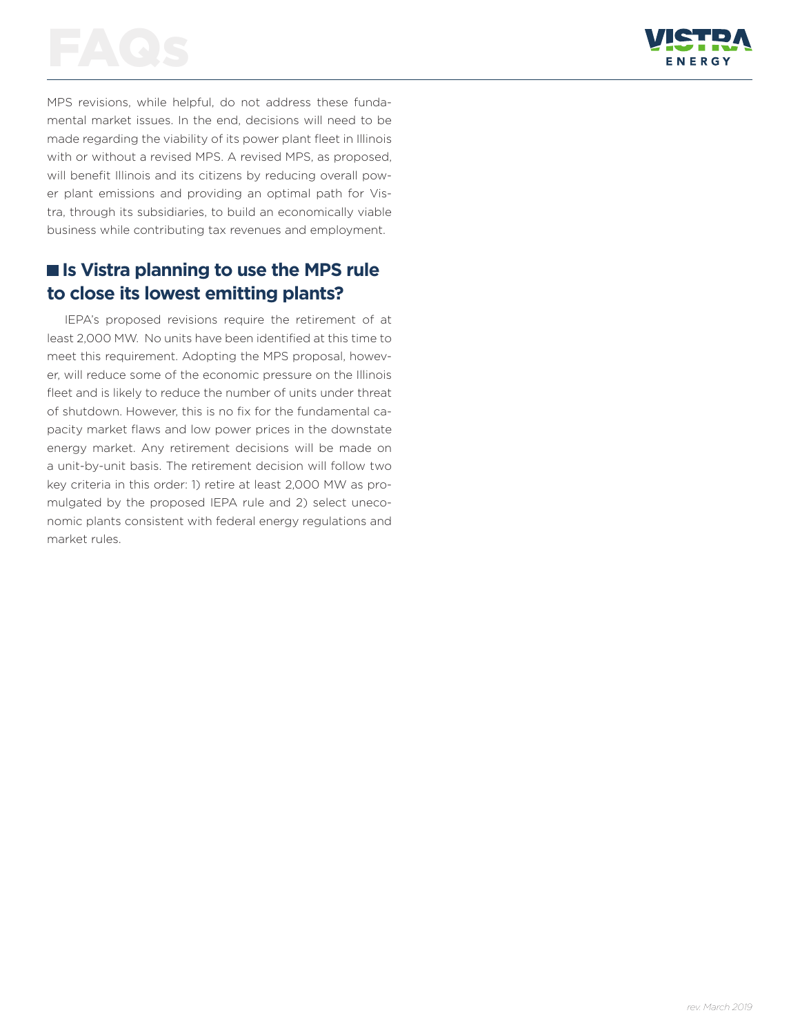MPS revisions, while helpful, do not address these fundamental market issues. In the end, decisions will need to be made regarding the viability of its power plant fleet in Illinois with or without a revised MPS. A revised MPS, as proposed, will benefit Illinois and its citizens by reducing overall power plant emissions and providing an optimal path for Vistra, through its subsidiaries, to build an economically viable business while contributing tax revenues and employment.

## Is Vistra planning to use the MPS rule to close its lowest emitting plants?

IEPA's proposed revisions require the retirement of at least 2,000 MW. No units have been identified at this time to meet this requirement. Adopting the MPS proposal, however, will reduce some of the economic pressure on the Illinois fleet and is likely to reduce the number of units under threat of shutdown. However, this is no fix for the fundamental capacity market flaws and low power prices in the downstate energy market. Any retirement decisions will be made on a unit-by-unit basis. The retirement decision will follow two key criteria in this order: 1) retire at least 2,000 MW as promulgated by the proposed IEPA rule and 2) select uneconomic plants consistent with federal energy regulations and market rules.

*rev. March 2019*